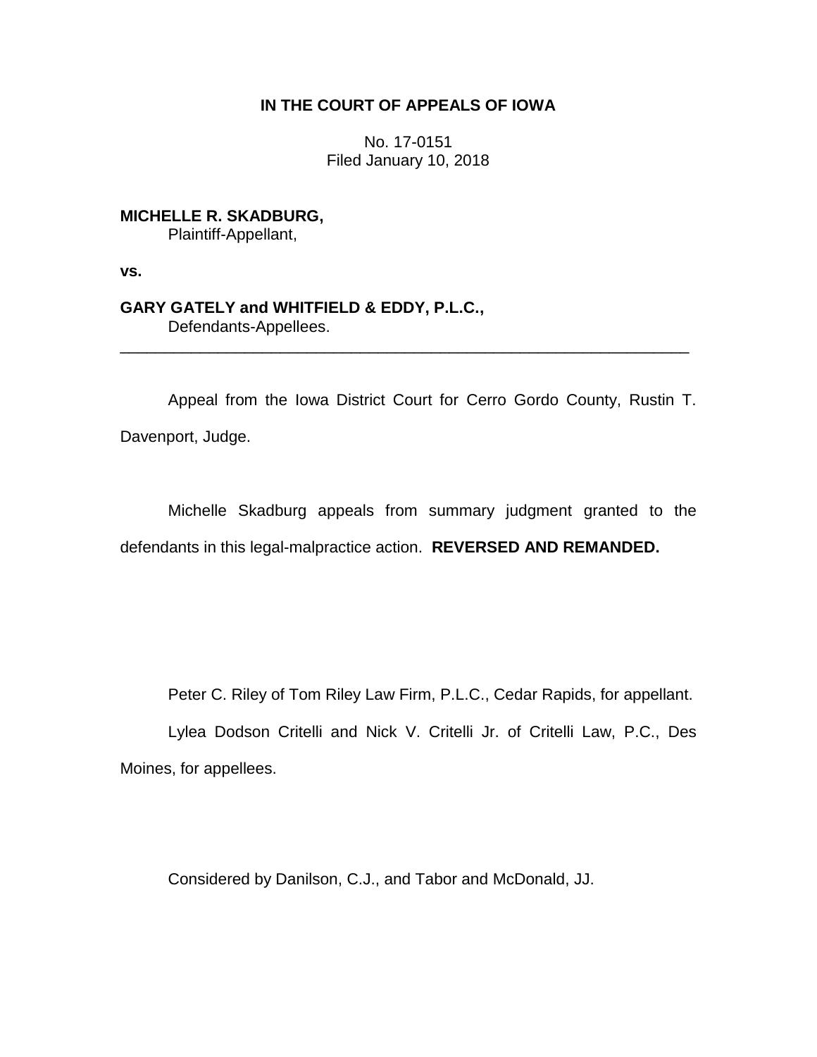**IN THE COURT OF APPEALS OF IOWA**

No. 17-0151
Filed January 10, 2018

**MICHELLE R. SKADBURG,**
Plaintiff-Appellant,

**vs.**

**GARY GATELY and WHITFIELD & EDDY, P.L.C.,**
Defendants-Appellees.

---

Appeal from the Iowa District Court for Cerro Gordo County, Rustin T. Davenport, Judge.

Michelle Skadburg appeals from summary judgment granted to the defendants in this legal-malpractice action. **REVERSED AND REMANDED.**

Peter C. Riley of Tom Riley Law Firm, P.L.C., Cedar Rapids, for appellant.

Lylea Dodson Critelli and Nick V. Critelli Jr. of Critelli Law, P.C., Des Moines, for appellees.

Considered by Danilson, C.J., and Tabor and McDonald, JJ.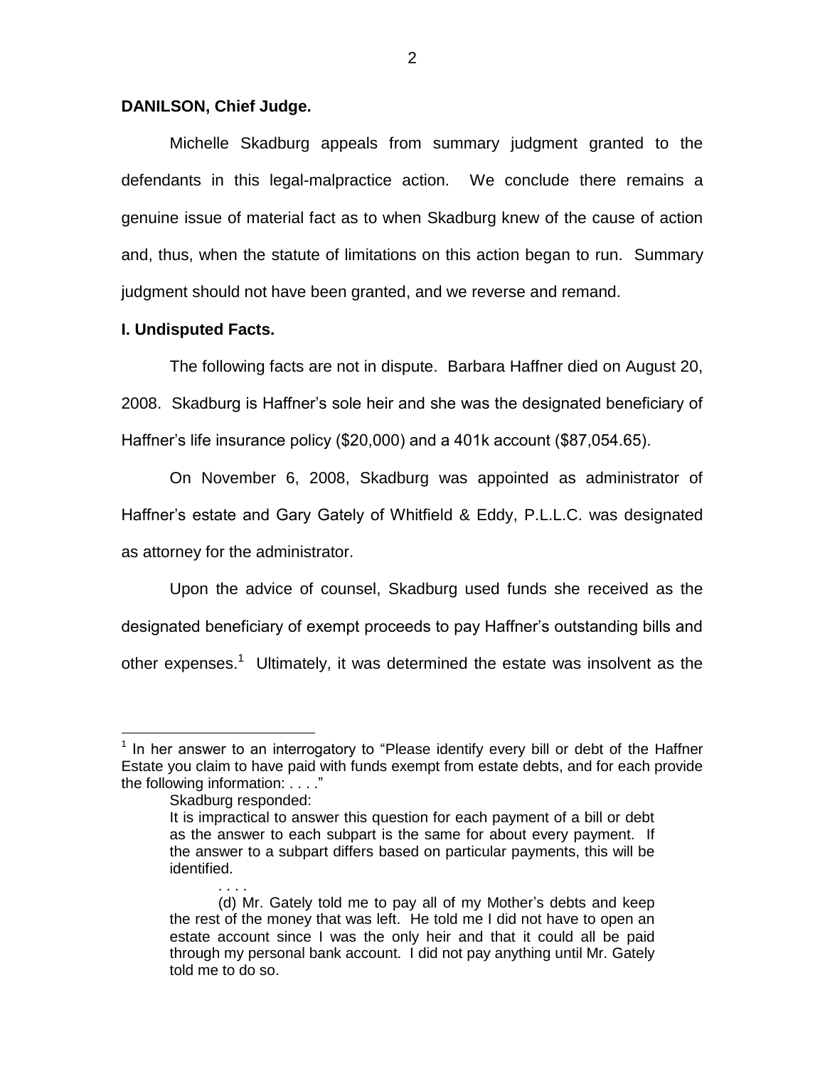**DANILSON, Chief Judge.**

Michelle Skadburg appeals from summary judgment granted to the defendants in this legal-malpractice action. We conclude there remains a genuine issue of material fact as to when Skadburg knew of the cause of action and, thus, when the statute of limitations on this action began to run. Summary judgment should not have been granted, and we reverse and remand.

**I. Undisputed Facts.**

The following facts are not in dispute. Barbara Haffner died on August 20, 2008. Skadburg is Haffner's sole heir and she was the designated beneficiary of Haffner's life insurance policy ($20,000) and a 401k account ($87,054.65).

On November 6, 2008, Skadburg was appointed as administrator of Haffner's estate and Gary Gately of Whitfield & Eddy, P.L.L.C. was designated as attorney for the administrator.

Upon the advice of counsel, Skadburg used funds she received as the designated beneficiary of exempt proceeds to pay Haffner's outstanding bills and other expenses.[1] Ultimately, it was determined the estate was insolvent as the

---

[1] In her answer to an interrogatory to "Please identify every bill or debt of the Haffner Estate you claim to have paid with funds exempt from estate debts, and for each provide the following information: . . . ."

Skadburg responded:

> It is impractical to answer this question for each payment of a bill or debt as the answer to each subpart is the same for about every payment. If the answer to a subpart differs based on particular payments, this will be identified.
>
> . . . .
>
> (d) Mr. Gately told me to pay all of my Mother's debts and keep the rest of the money that was left. He told me I did not have to open an estate account since I was the only heir and that it could all be paid through my personal bank account. I did not pay anything until Mr. Gately told me to do so.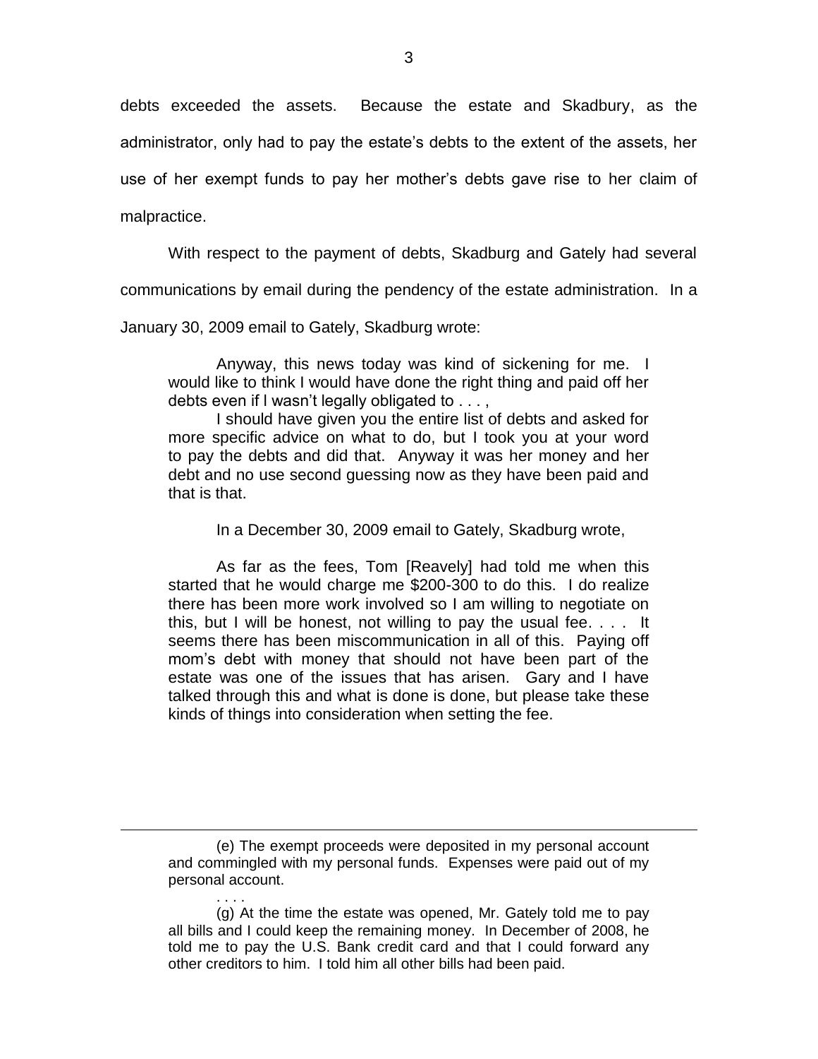debts exceeded the assets. Because the estate and Skadbury, as the administrator, only had to pay the estate's debts to the extent of the assets, her use of her exempt funds to pay her mother's debts gave rise to her claim of malpractice.

With respect to the payment of debts, Skadburg and Gately had several communications by email during the pendency of the estate administration. In a January 30, 2009 email to Gately, Skadburg wrote:

> Anyway, this news today was kind of sickening for me. I would like to think I would have done the right thing and paid off her debts even if I wasn't legally obligated to . . . ,
>
> I should have given you the entire list of debts and asked for more specific advice on what to do, but I took you at your word to pay the debts and did that. Anyway it was her money and her debt and no use second guessing now as they have been paid and that is that.

In a December 30, 2009 email to Gately, Skadburg wrote,

> As far as the fees, Tom [Reavely] had told me when this started that he would charge me $200-300 to do this. I do realize there has been more work involved so I am willing to negotiate on this, but I will be honest, not willing to pay the usual fee. . . . It seems there has been miscommunication in all of this. Paying off mom's debt with money that should not have been part of the estate was one of the issues that has arisen. Gary and I have talked through this and what is done is done, but please take these kinds of things into consideration when setting the fee.

---

(e) The exempt proceeds were deposited in my personal account and commingled with my personal funds. Expenses were paid out of my personal account.

. . . .

(g) At the time the estate was opened, Mr. Gately told me to pay all bills and I could keep the remaining money. In December of 2008, he told me to pay the U.S. Bank credit card and that I could forward any other creditors to him. I told him all other bills had been paid.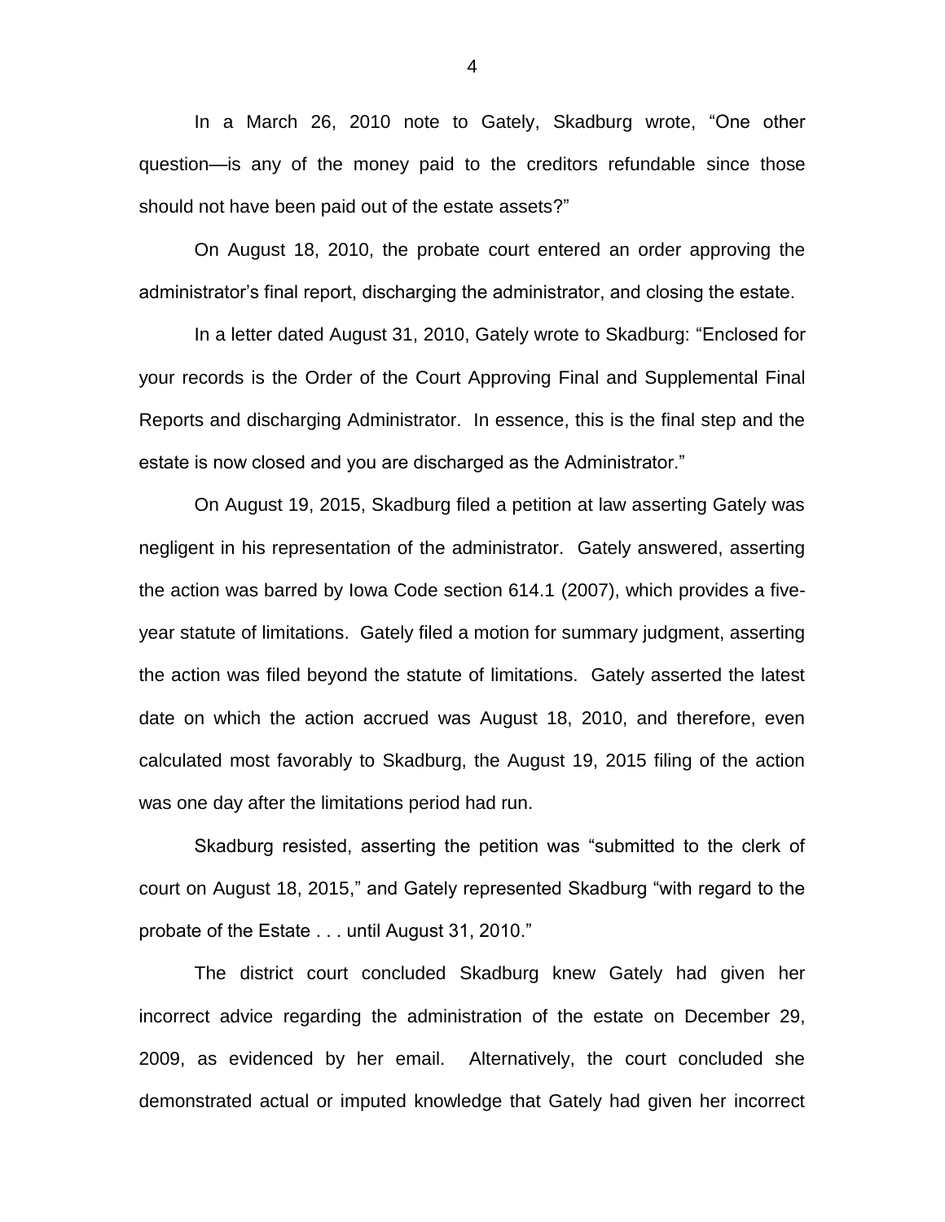In a March 26, 2010 note to Gately, Skadburg wrote, "One other question—is any of the money paid to the creditors refundable since those should not have been paid out of the estate assets?"

On August 18, 2010, the probate court entered an order approving the administrator's final report, discharging the administrator, and closing the estate.

In a letter dated August 31, 2010, Gately wrote to Skadburg: "Enclosed for your records is the Order of the Court Approving Final and Supplemental Final Reports and discharging Administrator. In essence, this is the final step and the estate is now closed and you are discharged as the Administrator."

On August 19, 2015, Skadburg filed a petition at law asserting Gately was negligent in his representation of the administrator. Gately answered, asserting the action was barred by Iowa Code section 614.1 (2007), which provides a five-year statute of limitations. Gately filed a motion for summary judgment, asserting the action was filed beyond the statute of limitations. Gately asserted the latest date on which the action accrued was August 18, 2010, and therefore, even calculated most favorably to Skadburg, the August 19, 2015 filing of the action was one day after the limitations period had run.

Skadburg resisted, asserting the petition was "submitted to the clerk of court on August 18, 2015," and Gately represented Skadburg "with regard to the probate of the Estate . . . until August 31, 2010."

The district court concluded Skadburg knew Gately had given her incorrect advice regarding the administration of the estate on December 29, 2009, as evidenced by her email. Alternatively, the court concluded she demonstrated actual or imputed knowledge that Gately had given her incorrect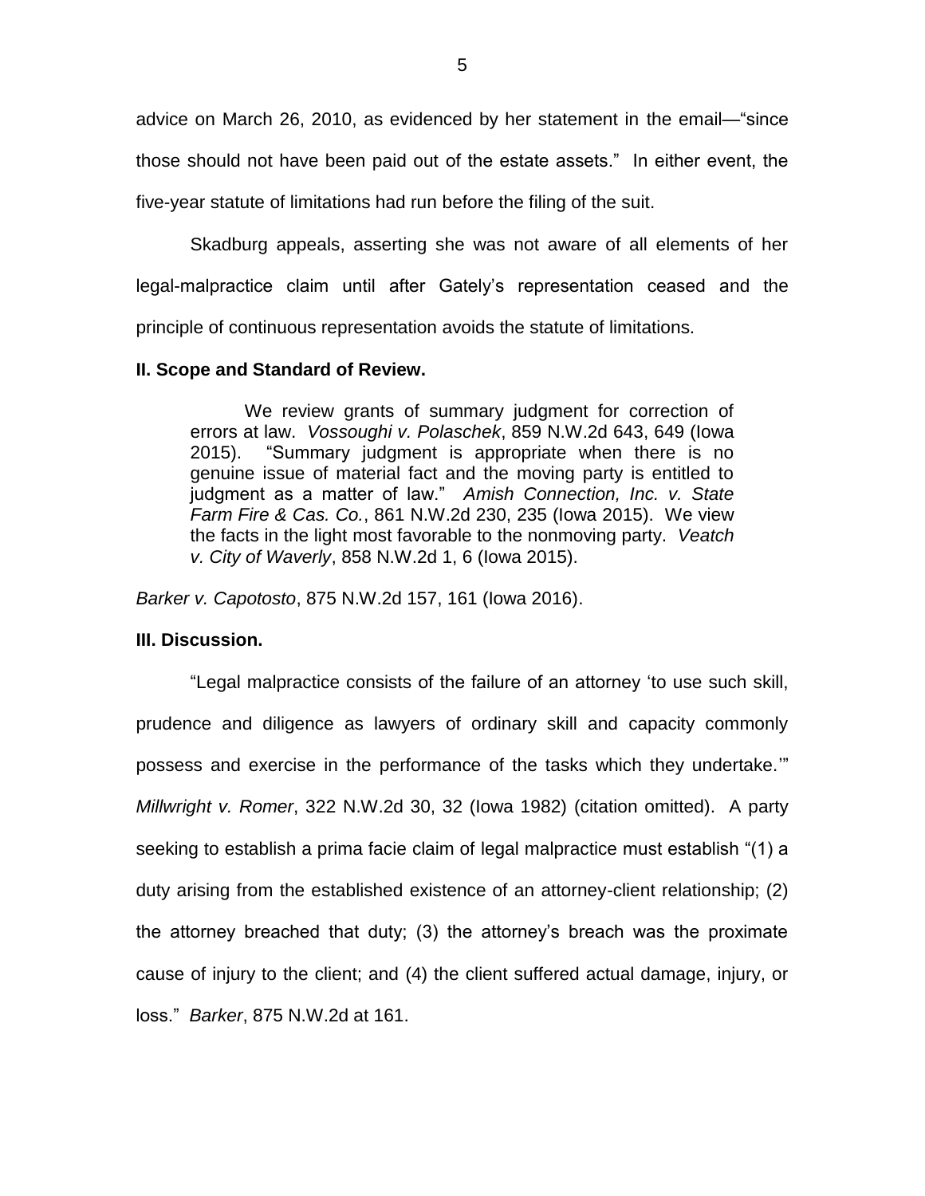advice on March 26, 2010, as evidenced by her statement in the email—"since those should not have been paid out of the estate assets." In either event, the five-year statute of limitations had run before the filing of the suit.

Skadburg appeals, asserting she was not aware of all elements of her legal-malpractice claim until after Gately's representation ceased and the principle of continuous representation avoids the statute of limitations.

## II. Scope and Standard of Review.

> We review grants of summary judgment for correction of errors at law. *Vossoughi v. Polaschek*, 859 N.W.2d 643, 649 (Iowa 2015). "Summary judgment is appropriate when there is no genuine issue of material fact and the moving party is entitled to judgment as a matter of law." *Amish Connection, Inc. v. State Farm Fire & Cas. Co.*, 861 N.W.2d 230, 235 (Iowa 2015). We view the facts in the light most favorable to the nonmoving party. *Veatch v. City of Waverly*, 858 N.W.2d 1, 6 (Iowa 2015).

*Barker v. Capotosto*, 875 N.W.2d 157, 161 (Iowa 2016).

## III. Discussion.

"Legal malpractice consists of the failure of an attorney 'to use such skill, prudence and diligence as lawyers of ordinary skill and capacity commonly possess and exercise in the performance of the tasks which they undertake.'" *Millwright v. Romer*, 322 N.W.2d 30, 32 (Iowa 1982) (citation omitted). A party seeking to establish a prima facie claim of legal malpractice must establish "(1) a duty arising from the established existence of an attorney-client relationship; (2) the attorney breached that duty; (3) the attorney's breach was the proximate cause of injury to the client; and (4) the client suffered actual damage, injury, or loss." *Barker*, 875 N.W.2d at 161.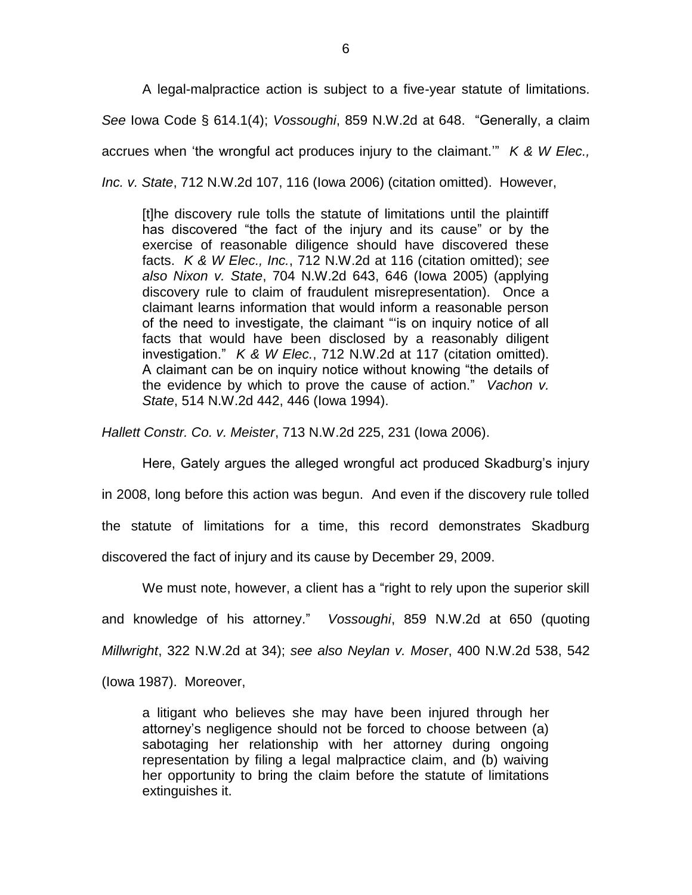A legal-malpractice action is subject to a five-year statute of limitations. *See* Iowa Code § 614.1(4); *Vossoughi*, 859 N.W.2d at 648. "Generally, a claim accrues when 'the wrongful act produces injury to the claimant.'" *K & W Elec., Inc. v. State*, 712 N.W.2d 107, 116 (Iowa 2006) (citation omitted). However,

> [t]he discovery rule tolls the statute of limitations until the plaintiff has discovered "the fact of the injury and its cause" or by the exercise of reasonable diligence should have discovered these facts. *K & W Elec., Inc.*, 712 N.W.2d at 116 (citation omitted); *see also Nixon v. State*, 704 N.W.2d 643, 646 (Iowa 2005) (applying discovery rule to claim of fraudulent misrepresentation). Once a claimant learns information that would inform a reasonable person of the need to investigate, the claimant "'is on inquiry notice of all facts that would have been disclosed by a reasonably diligent investigation." *K & W Elec.*, 712 N.W.2d at 117 (citation omitted). A claimant can be on inquiry notice without knowing "the details of the evidence by which to prove the cause of action." *Vachon v. State*, 514 N.W.2d 442, 446 (Iowa 1994).

*Hallett Constr. Co. v. Meister*, 713 N.W.2d 225, 231 (Iowa 2006).

Here, Gately argues the alleged wrongful act produced Skadburg's injury in 2008, long before this action was begun. And even if the discovery rule tolled the statute of limitations for a time, this record demonstrates Skadburg discovered the fact of injury and its cause by December 29, 2009.

We must note, however, a client has a "right to rely upon the superior skill and knowledge of his attorney." *Vossoughi*, 859 N.W.2d at 650 (quoting *Millwright*, 322 N.W.2d at 34); *see also Neylan v. Moser*, 400 N.W.2d 538, 542 (Iowa 1987). Moreover,

> a litigant who believes she may have been injured through her attorney's negligence should not be forced to choose between (a) sabotaging her relationship with her attorney during ongoing representation by filing a legal malpractice claim, and (b) waiving her opportunity to bring the claim before the statute of limitations extinguishes it.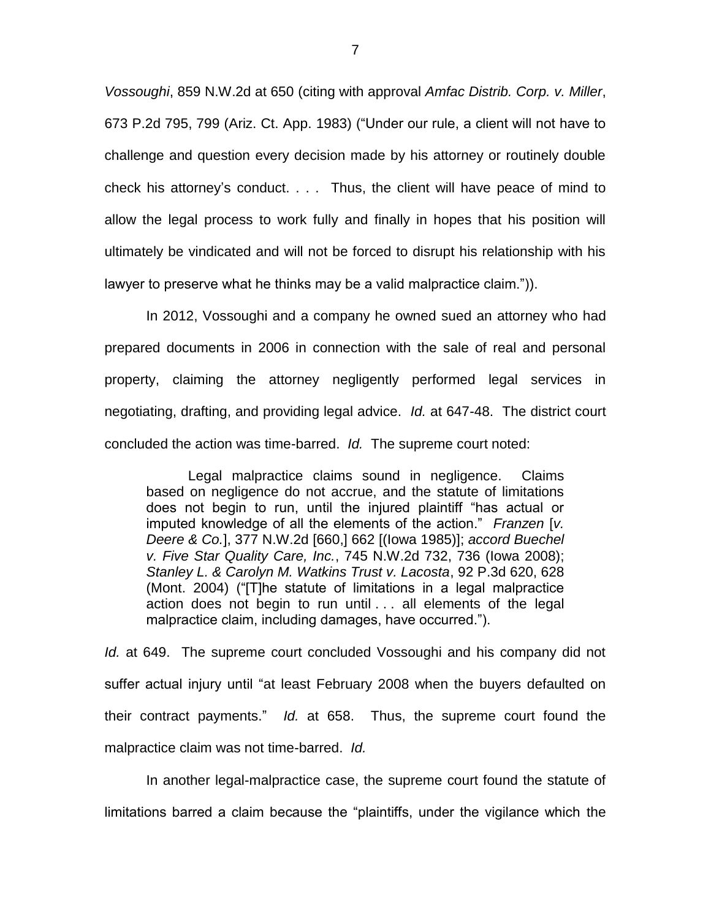*Vossoughi*, 859 N.W.2d at 650 (citing with approval *Amfac Distrib. Corp. v. Miller*, 673 P.2d 795, 799 (Ariz. Ct. App. 1983) ("Under our rule, a client will not have to challenge and question every decision made by his attorney or routinely double check his attorney's conduct. . . . Thus, the client will have peace of mind to allow the legal process to work fully and finally in hopes that his position will ultimately be vindicated and will not be forced to disrupt his relationship with his lawyer to preserve what he thinks may be a valid malpractice claim.")).

In 2012, Vossoughi and a company he owned sued an attorney who had prepared documents in 2006 in connection with the sale of real and personal property, claiming the attorney negligently performed legal services in negotiating, drafting, and providing legal advice. *Id.* at 647-48. The district court concluded the action was time-barred. *Id.* The supreme court noted:

> Legal malpractice claims sound in negligence. Claims based on negligence do not accrue, and the statute of limitations does not begin to run, until the injured plaintiff "has actual or imputed knowledge of all the elements of the action." *Franzen* [*v. Deere & Co.*], 377 N.W.2d [660,] 662 [(Iowa 1985)]; *accord Buechel v. Five Star Quality Care, Inc.*, 745 N.W.2d 732, 736 (Iowa 2008); *Stanley L. & Carolyn M. Watkins Trust v. Lacosta*, 92 P.3d 620, 628 (Mont. 2004) ("[T]he statute of limitations in a legal malpractice action does not begin to run until . . . all elements of the legal malpractice claim, including damages, have occurred.").

*Id.* at 649. The supreme court concluded Vossoughi and his company did not suffer actual injury until "at least February 2008 when the buyers defaulted on their contract payments." *Id.* at 658. Thus, the supreme court found the malpractice claim was not time-barred. *Id.*

In another legal-malpractice case, the supreme court found the statute of limitations barred a claim because the "plaintiffs, under the vigilance which the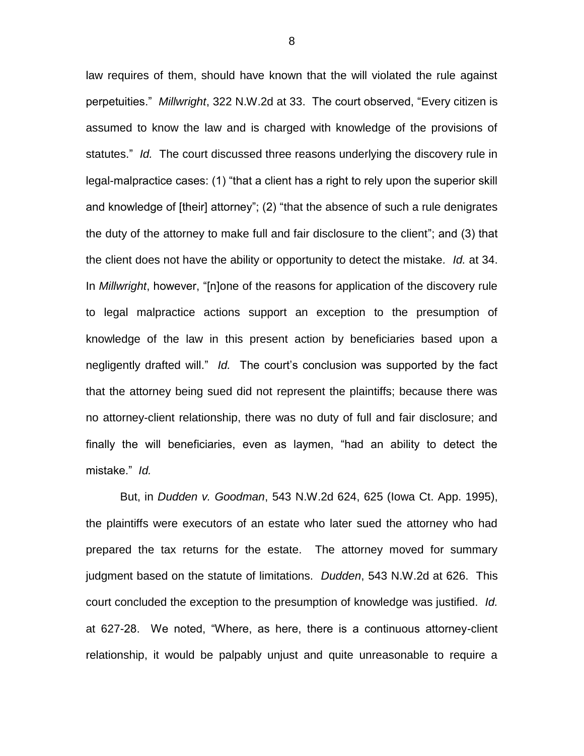law requires of them, should have known that the will violated the rule against perpetuities." *Millwright*, 322 N.W.2d at 33. The court observed, "Every citizen is assumed to know the law and is charged with knowledge of the provisions of statutes." *Id.* The court discussed three reasons underlying the discovery rule in legal-malpractice cases: (1) "that a client has a right to rely upon the superior skill and knowledge of [their] attorney"; (2) "that the absence of such a rule denigrates the duty of the attorney to make full and fair disclosure to the client"; and (3) that the client does not have the ability or opportunity to detect the mistake. *Id.* at 34. In *Millwright*, however, "[n]one of the reasons for application of the discovery rule to legal malpractice actions support an exception to the presumption of knowledge of the law in this present action by beneficiaries based upon a negligently drafted will." *Id.* The court's conclusion was supported by the fact that the attorney being sued did not represent the plaintiffs; because there was no attorney-client relationship, there was no duty of full and fair disclosure; and finally the will beneficiaries, even as laymen, "had an ability to detect the mistake." *Id.*

But, in *Dudden v. Goodman*, 543 N.W.2d 624, 625 (Iowa Ct. App. 1995), the plaintiffs were executors of an estate who later sued the attorney who had prepared the tax returns for the estate. The attorney moved for summary judgment based on the statute of limitations. *Dudden*, 543 N.W.2d at 626. This court concluded the exception to the presumption of knowledge was justified. *Id.* at 627-28. We noted, "Where, as here, there is a continuous attorney-client relationship, it would be palpably unjust and quite unreasonable to require a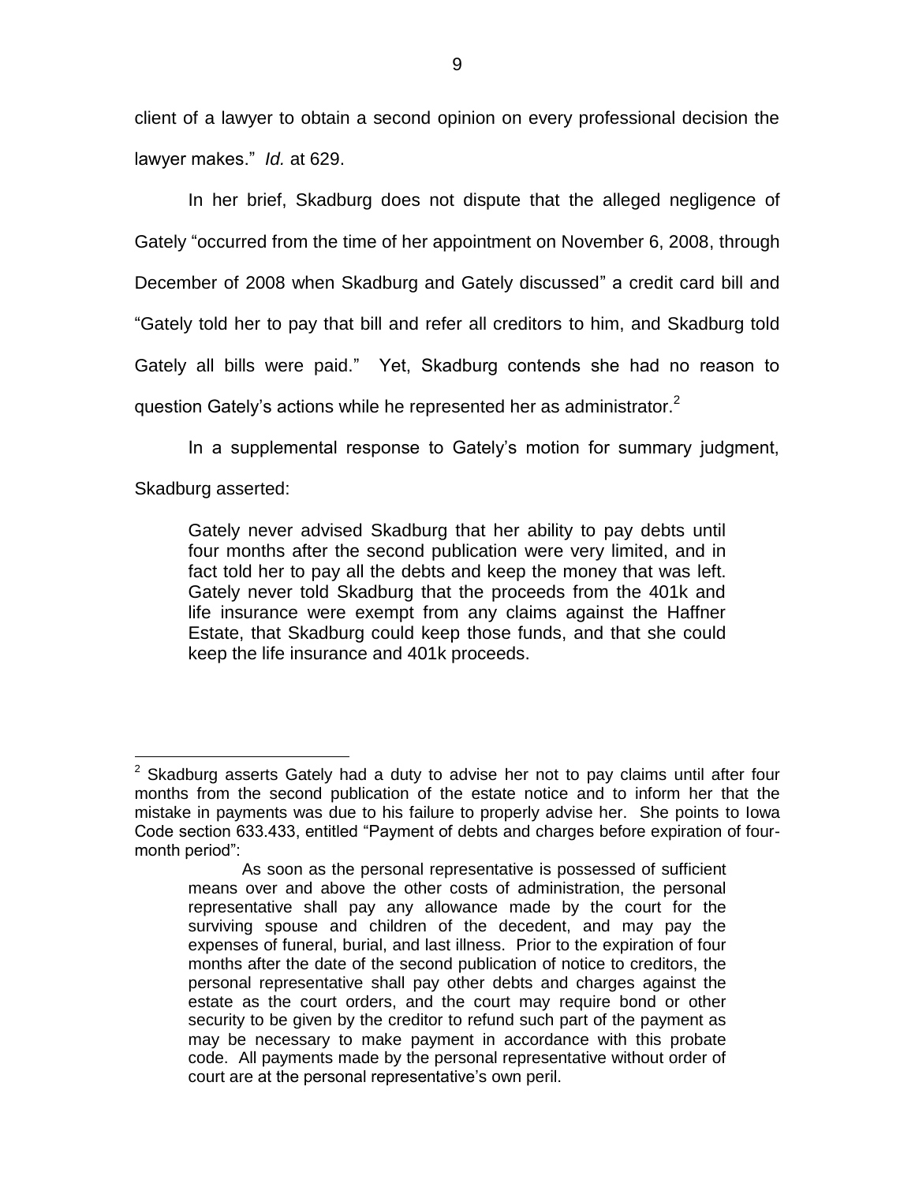client of a lawyer to obtain a second opinion on every professional decision the lawyer makes." *Id.* at 629.

In her brief, Skadburg does not dispute that the alleged negligence of Gately "occurred from the time of her appointment on November 6, 2008, through December of 2008 when Skadburg and Gately discussed" a credit card bill and "Gately told her to pay that bill and refer all creditors to him, and Skadburg told Gately all bills were paid." Yet, Skadburg contends she had no reason to question Gately's actions while he represented her as administrator.[2]

In a supplemental response to Gately's motion for summary judgment, Skadburg asserted:

> Gately never advised Skadburg that her ability to pay debts until four months after the second publication were very limited, and in fact told her to pay all the debts and keep the money that was left. Gately never told Skadburg that the proceeds from the 401k and life insurance were exempt from any claims against the Haffner Estate, that Skadburg could keep those funds, and that she could keep the life insurance and 401k proceeds.

---

[2] Skadburg asserts Gately had a duty to advise her not to pay claims until after four months from the second publication of the estate notice and to inform her that the mistake in payments was due to his failure to properly advise her. She points to Iowa Code section 633.433, entitled "Payment of debts and charges before expiration of four-month period":

> As soon as the personal representative is possessed of sufficient means over and above the other costs of administration, the personal representative shall pay any allowance made by the court for the surviving spouse and children of the decedent, and may pay the expenses of funeral, burial, and last illness. Prior to the expiration of four months after the date of the second publication of notice to creditors, the personal representative shall pay other debts and charges against the estate as the court orders, and the court may require bond or other security to be given by the creditor to refund such part of the payment as may be necessary to make payment in accordance with this probate code. All payments made by the personal representative without order of court are at the personal representative's own peril.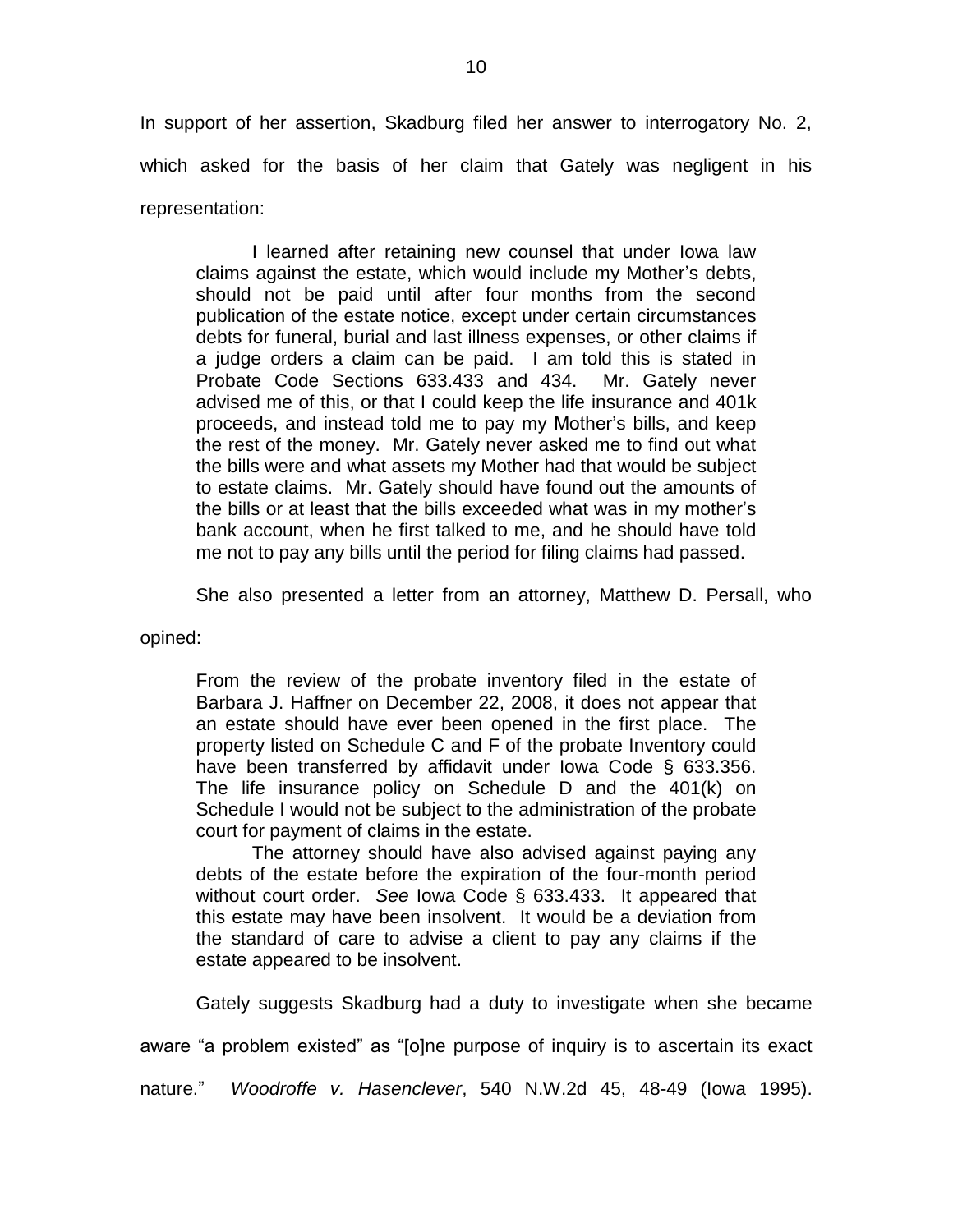In support of her assertion, Skadburg filed her answer to interrogatory No. 2, which asked for the basis of her claim that Gately was negligent in his representation:

> I learned after retaining new counsel that under Iowa law claims against the estate, which would include my Mother's debts, should not be paid until after four months from the second publication of the estate notice, except under certain circumstances debts for funeral, burial and last illness expenses, or other claims if a judge orders a claim can be paid. I am told this is stated in Probate Code Sections 633.433 and 434. Mr. Gately never advised me of this, or that I could keep the life insurance and 401k proceeds, and instead told me to pay my Mother's bills, and keep the rest of the money. Mr. Gately never asked me to find out what the bills were and what assets my Mother had that would be subject to estate claims. Mr. Gately should have found out the amounts of the bills or at least that the bills exceeded what was in my mother's bank account, when he first talked to me, and he should have told me not to pay any bills until the period for filing claims had passed.

She also presented a letter from an attorney, Matthew D. Persall, who opined:

> From the review of the probate inventory filed in the estate of Barbara J. Haffner on December 22, 2008, it does not appear that an estate should have ever been opened in the first place. The property listed on Schedule C and F of the probate Inventory could have been transferred by affidavit under Iowa Code § 633.356. The life insurance policy on Schedule D and the 401(k) on Schedule I would not be subject to the administration of the probate court for payment of claims in the estate.
>
> The attorney should have also advised against paying any debts of the estate before the expiration of the four-month period without court order. *See* Iowa Code § 633.433. It appeared that this estate may have been insolvent. It would be a deviation from the standard of care to advise a client to pay any claims if the estate appeared to be insolvent.

Gately suggests Skadburg had a duty to investigate when she became aware "a problem existed" as "[o]ne purpose of inquiry is to ascertain its exact nature." *Woodroffe v. Hasenclever*, 540 N.W.2d 45, 48-49 (Iowa 1995).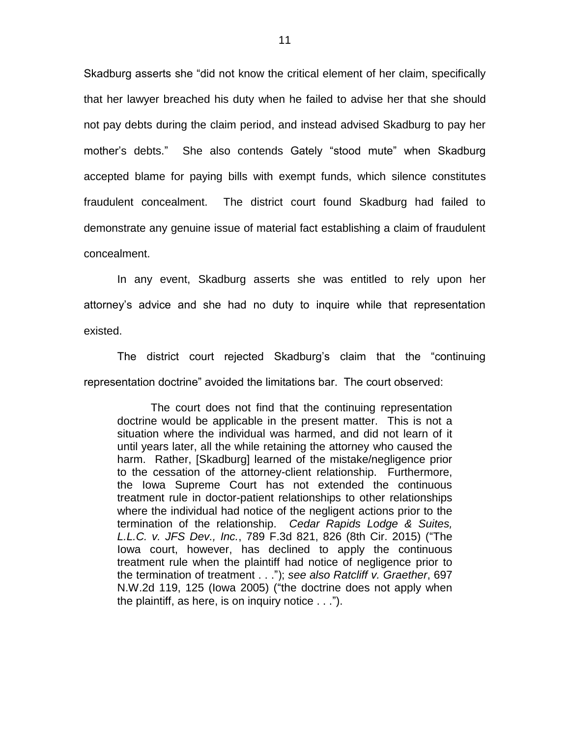Skadburg asserts she "did not know the critical element of her claim, specifically that her lawyer breached his duty when he failed to advise her that she should not pay debts during the claim period, and instead advised Skadburg to pay her mother's debts." She also contends Gately "stood mute" when Skadburg accepted blame for paying bills with exempt funds, which silence constitutes fraudulent concealment. The district court found Skadburg had failed to demonstrate any genuine issue of material fact establishing a claim of fraudulent concealment.

In any event, Skadburg asserts she was entitled to rely upon her attorney's advice and she had no duty to inquire while that representation existed.

The district court rejected Skadburg's claim that the "continuing representation doctrine" avoided the limitations bar. The court observed:

> The court does not find that the continuing representation doctrine would be applicable in the present matter. This is not a situation where the individual was harmed, and did not learn of it until years later, all the while retaining the attorney who caused the harm. Rather, [Skadburg] learned of the mistake/negligence prior to the cessation of the attorney-client relationship. Furthermore, the Iowa Supreme Court has not extended the continuous treatment rule in doctor-patient relationships to other relationships where the individual had notice of the negligent actions prior to the termination of the relationship. *Cedar Rapids Lodge & Suites, L.L.C. v. JFS Dev., Inc.*, 789 F.3d 821, 826 (8th Cir. 2015) ("The Iowa court, however, has declined to apply the continuous treatment rule when the plaintiff had notice of negligence prior to the termination of treatment . . ."); *see also Ratcliff v. Graether*, 697 N.W.2d 119, 125 (Iowa 2005) ("the doctrine does not apply when the plaintiff, as here, is on inquiry notice . . .").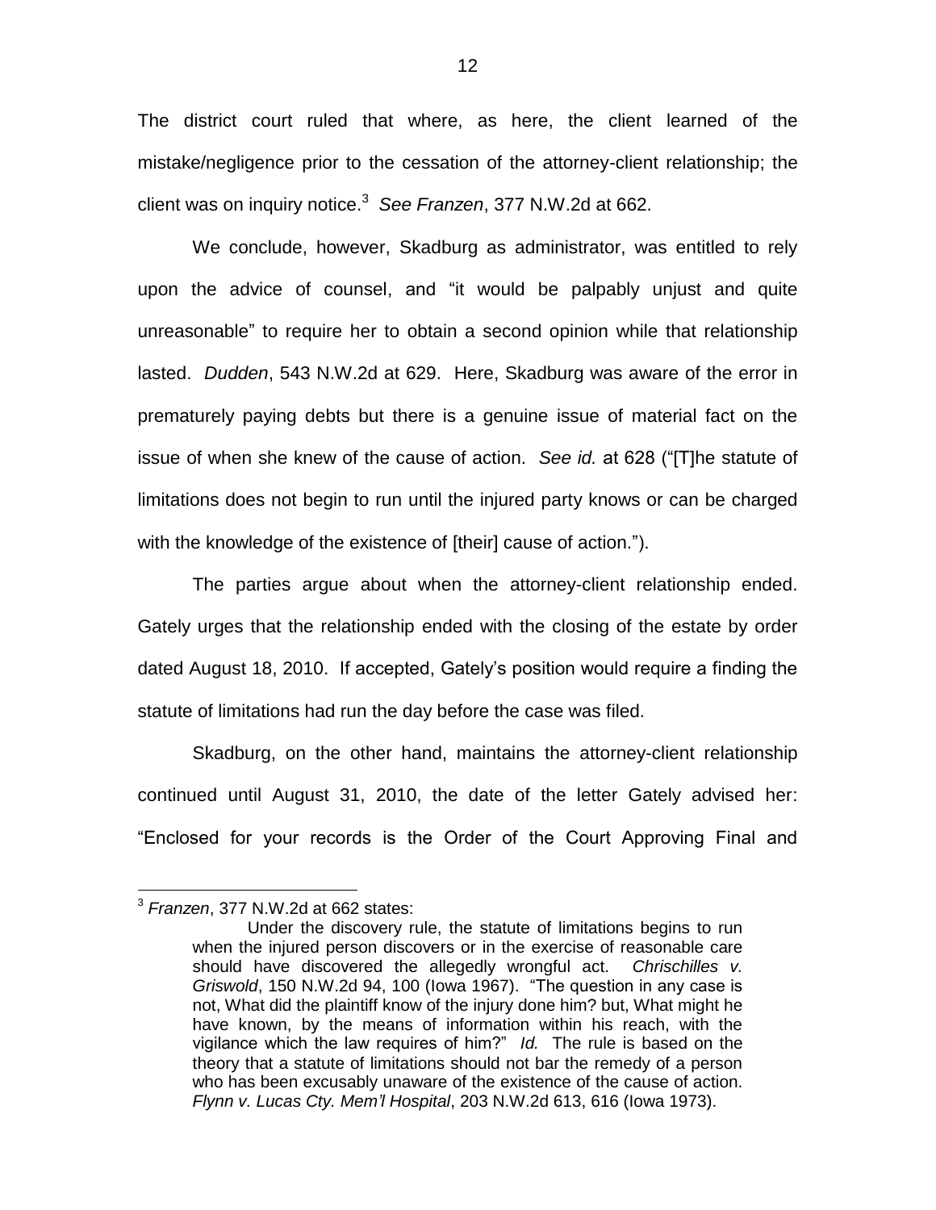The district court ruled that where, as here, the client learned of the mistake/negligence prior to the cessation of the attorney-client relationship; the client was on inquiry notice.[3] *See Franzen*, 377 N.W.2d at 662.

We conclude, however, Skadburg as administrator, was entitled to rely upon the advice of counsel, and "it would be palpably unjust and quite unreasonable" to require her to obtain a second opinion while that relationship lasted. *Dudden*, 543 N.W.2d at 629. Here, Skadburg was aware of the error in prematurely paying debts but there is a genuine issue of material fact on the issue of when she knew of the cause of action. *See id.* at 628 ("[T]he statute of limitations does not begin to run until the injured party knows or can be charged with the knowledge of the existence of [their] cause of action.").

The parties argue about when the attorney-client relationship ended. Gately urges that the relationship ended with the closing of the estate by order dated August 18, 2010. If accepted, Gately's position would require a finding the statute of limitations had run the day before the case was filed.

Skadburg, on the other hand, maintains the attorney-client relationship continued until August 31, 2010, the date of the letter Gately advised her: "Enclosed for your records is the Order of the Court Approving Final and

---

[3] *Franzen*, 377 N.W.2d at 662 states:

> Under the discovery rule, the statute of limitations begins to run when the injured person discovers or in the exercise of reasonable care should have discovered the allegedly wrongful act. *Chrischilles v. Griswold*, 150 N.W.2d 94, 100 (Iowa 1967). "The question in any case is not, What did the plaintiff know of the injury done him? but, What might he have known, by the means of information within his reach, with the vigilance which the law requires of him?" *Id.* The rule is based on the theory that a statute of limitations should not bar the remedy of a person who has been excusably unaware of the existence of the cause of action. *Flynn v. Lucas Cty. Mem'l Hospital*, 203 N.W.2d 613, 616 (Iowa 1973).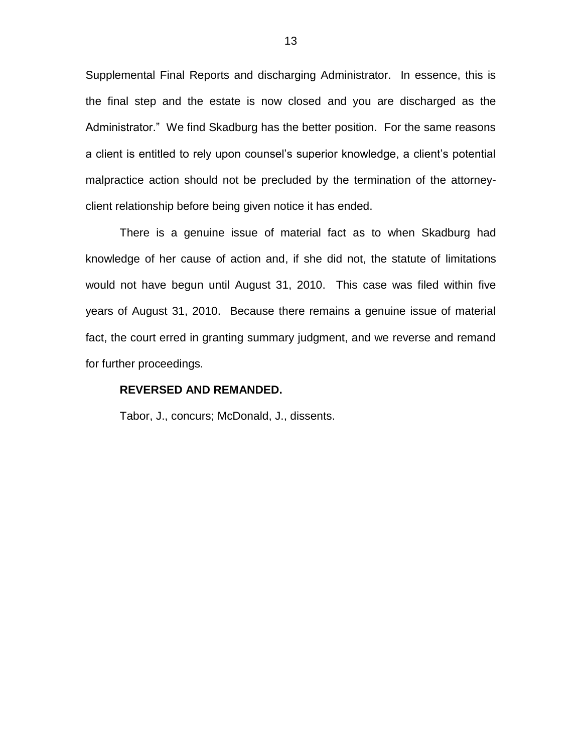Supplemental Final Reports and discharging Administrator. In essence, this is the final step and the estate is now closed and you are discharged as the Administrator." We find Skadburg has the better position. For the same reasons a client is entitled to rely upon counsel's superior knowledge, a client's potential malpractice action should not be precluded by the termination of the attorney-client relationship before being given notice it has ended.

There is a genuine issue of material fact as to when Skadburg had knowledge of her cause of action and, if she did not, the statute of limitations would not have begun until August 31, 2010. This case was filed within five years of August 31, 2010. Because there remains a genuine issue of material fact, the court erred in granting summary judgment, and we reverse and remand for further proceedings.

**REVERSED AND REMANDED.**

Tabor, J., concurs; McDonald, J., dissents.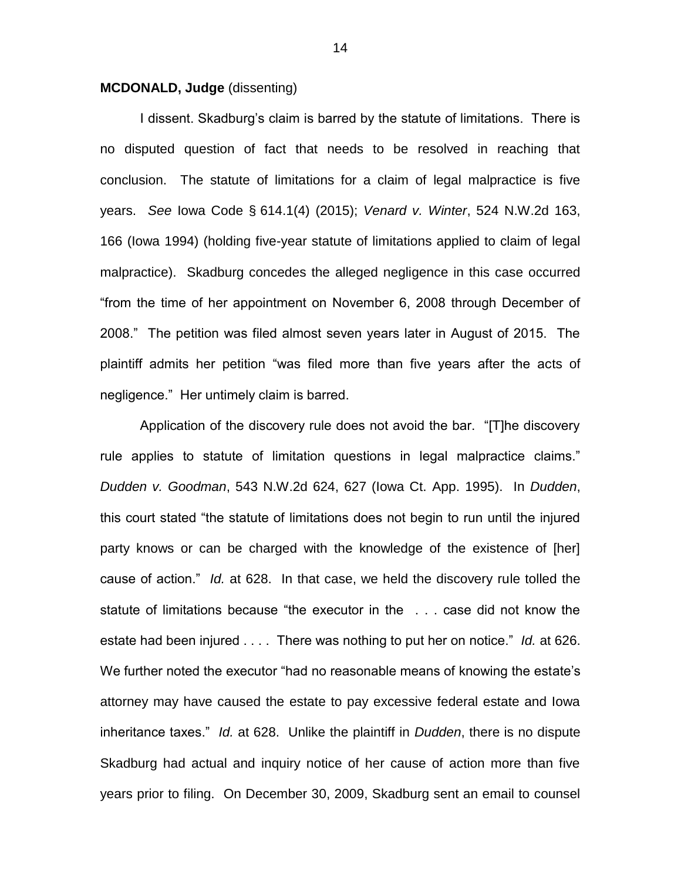**MCDONALD, Judge** (dissenting)

I dissent. Skadburg's claim is barred by the statute of limitations. There is no disputed question of fact that needs to be resolved in reaching that conclusion. The statute of limitations for a claim of legal malpractice is five years. *See* Iowa Code § 614.1(4) (2015); *Venard v. Winter*, 524 N.W.2d 163, 166 (Iowa 1994) (holding five-year statute of limitations applied to claim of legal malpractice). Skadburg concedes the alleged negligence in this case occurred "from the time of her appointment on November 6, 2008 through December of 2008." The petition was filed almost seven years later in August of 2015. The plaintiff admits her petition "was filed more than five years after the acts of negligence." Her untimely claim is barred.

Application of the discovery rule does not avoid the bar. "[T]he discovery rule applies to statute of limitation questions in legal malpractice claims." *Dudden v. Goodman*, 543 N.W.2d 624, 627 (Iowa Ct. App. 1995). In *Dudden*, this court stated "the statute of limitations does not begin to run until the injured party knows or can be charged with the knowledge of the existence of [her] cause of action." *Id.* at 628. In that case, we held the discovery rule tolled the statute of limitations because "the executor in the . . . case did not know the estate had been injured . . . . There was nothing to put her on notice." *Id.* at 626. We further noted the executor "had no reasonable means of knowing the estate's attorney may have caused the estate to pay excessive federal estate and Iowa inheritance taxes." *Id.* at 628. Unlike the plaintiff in *Dudden*, there is no dispute Skadburg had actual and inquiry notice of her cause of action more than five years prior to filing. On December 30, 2009, Skadburg sent an email to counsel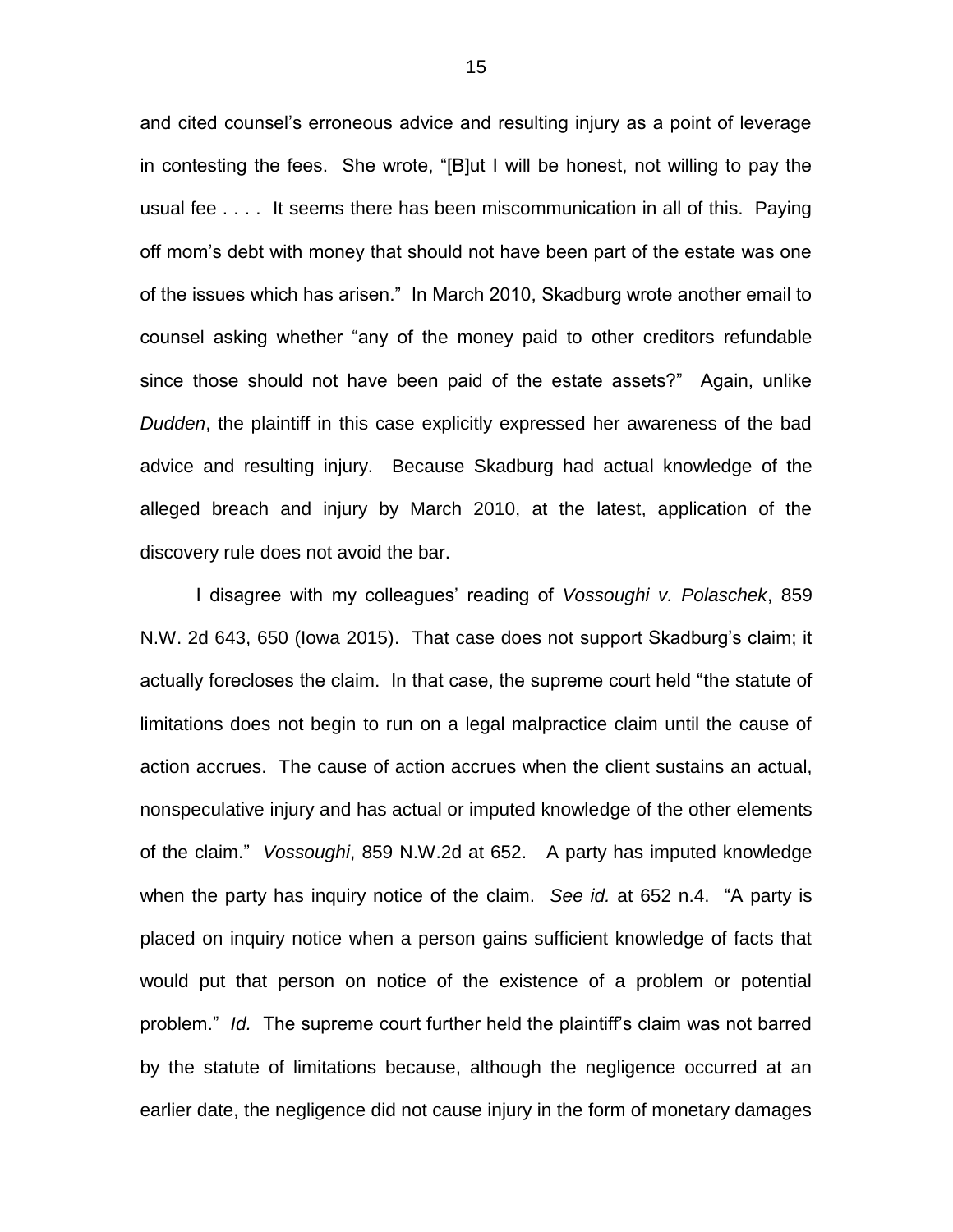and cited counsel's erroneous advice and resulting injury as a point of leverage in contesting the fees. She wrote, "[B]ut I will be honest, not willing to pay the usual fee . . . . It seems there has been miscommunication in all of this. Paying off mom's debt with money that should not have been part of the estate was one of the issues which has arisen." In March 2010, Skadburg wrote another email to counsel asking whether "any of the money paid to other creditors refundable since those should not have been paid of the estate assets?" Again, unlike *Dudden*, the plaintiff in this case explicitly expressed her awareness of the bad advice and resulting injury. Because Skadburg had actual knowledge of the alleged breach and injury by March 2010, at the latest, application of the discovery rule does not avoid the bar.

I disagree with my colleagues' reading of *Vossoughi v. Polaschek*, 859 N.W. 2d 643, 650 (Iowa 2015). That case does not support Skadburg's claim; it actually forecloses the claim. In that case, the supreme court held "the statute of limitations does not begin to run on a legal malpractice claim until the cause of action accrues. The cause of action accrues when the client sustains an actual, nonspeculative injury and has actual or imputed knowledge of the other elements of the claim." *Vossoughi*, 859 N.W.2d at 652. A party has imputed knowledge when the party has inquiry notice of the claim. *See id.* at 652 n.4. "A party is placed on inquiry notice when a person gains sufficient knowledge of facts that would put that person on notice of the existence of a problem or potential problem." *Id.* The supreme court further held the plaintiff's claim was not barred by the statute of limitations because, although the negligence occurred at an earlier date, the negligence did not cause injury in the form of monetary damages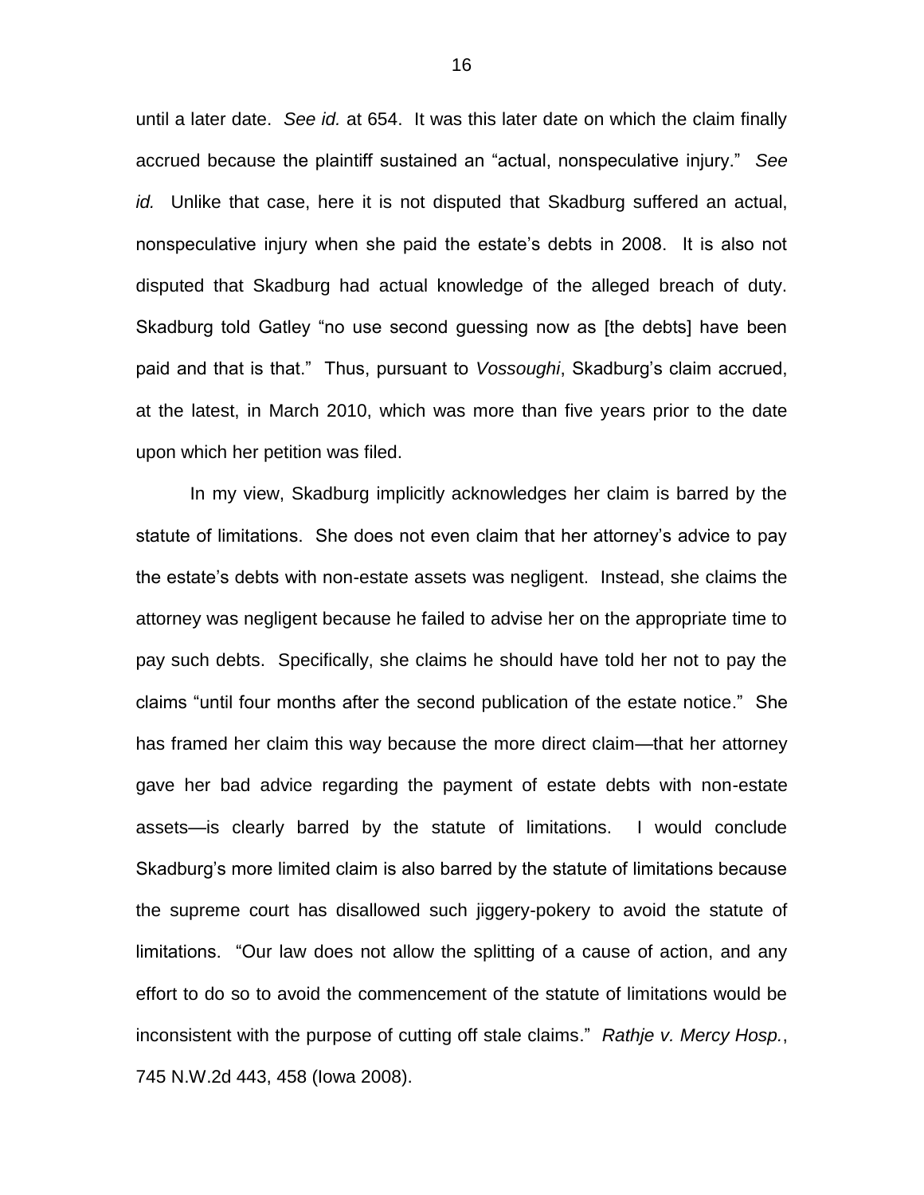until a later date. *See id.* at 654. It was this later date on which the claim finally accrued because the plaintiff sustained an "actual, nonspeculative injury." *See id.* Unlike that case, here it is not disputed that Skadburg suffered an actual, nonspeculative injury when she paid the estate's debts in 2008. It is also not disputed that Skadburg had actual knowledge of the alleged breach of duty. Skadburg told Gatley "no use second guessing now as [the debts] have been paid and that is that." Thus, pursuant to *Vossoughi*, Skadburg's claim accrued, at the latest, in March 2010, which was more than five years prior to the date upon which her petition was filed.

In my view, Skadburg implicitly acknowledges her claim is barred by the statute of limitations. She does not even claim that her attorney's advice to pay the estate's debts with non-estate assets was negligent. Instead, she claims the attorney was negligent because he failed to advise her on the appropriate time to pay such debts. Specifically, she claims he should have told her not to pay the claims "until four months after the second publication of the estate notice." She has framed her claim this way because the more direct claim—that her attorney gave her bad advice regarding the payment of estate debts with non-estate assets—is clearly barred by the statute of limitations. I would conclude Skadburg's more limited claim is also barred by the statute of limitations because the supreme court has disallowed such jiggery-pokery to avoid the statute of limitations. "Our law does not allow the splitting of a cause of action, and any effort to do so to avoid the commencement of the statute of limitations would be inconsistent with the purpose of cutting off stale claims." *Rathje v. Mercy Hosp.*, 745 N.W.2d 443, 458 (Iowa 2008).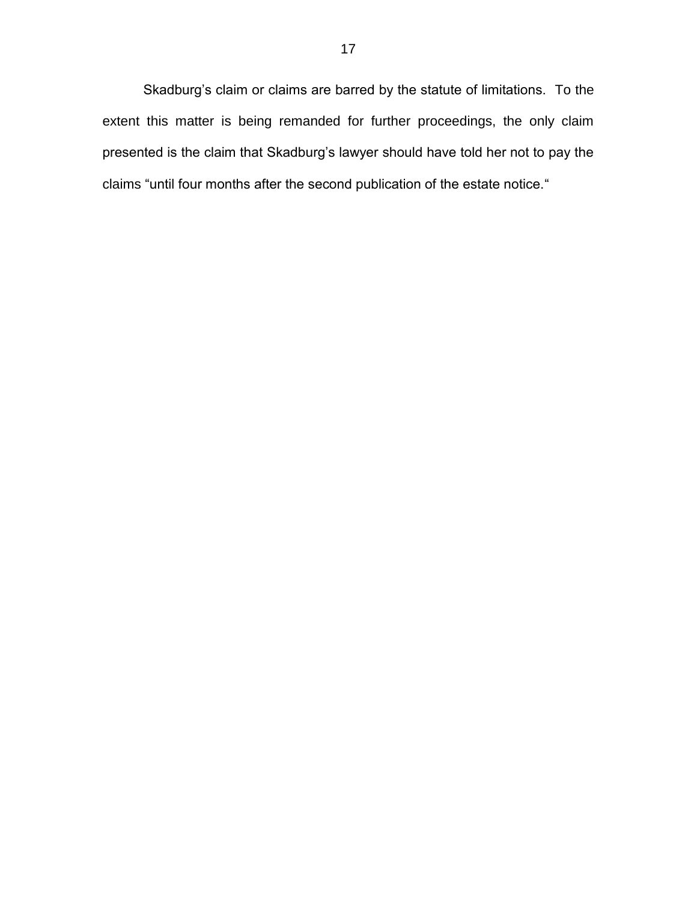Skadburg's claim or claims are barred by the statute of limitations. To the extent this matter is being remanded for further proceedings, the only claim presented is the claim that Skadburg's lawyer should have told her not to pay the claims "until four months after the second publication of the estate notice."